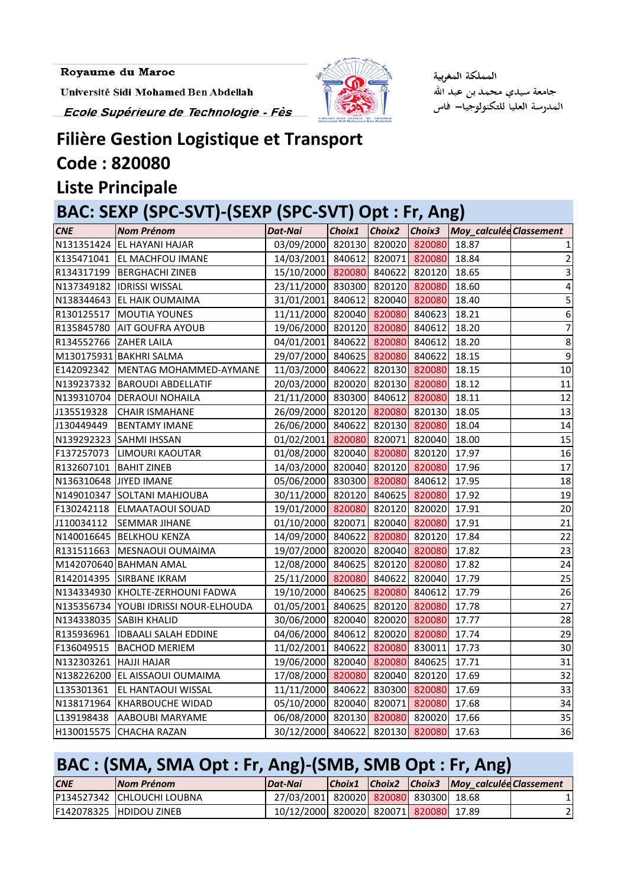Royaume du Maroc

Université Sidi Mohamed Ben Abdellah

*Ecole Supérieure de Technologie - Fès*

المملكة المغربية

جامعة سيدي محمد بن عبد الله

المدرسة العليا للتكنولوجيا– فاس

# Filière Gestion Logistique et Transport

## Code : 820080

## Liste Principale

### BAC: SEXP (SPC-SVT)-(SEXP (SPC-SVT) Opt : Fr, Ang)

| CNE | Nom Prénom | Dat-Nai | Choix1 | Choix2 | Choix3 | Moy_calculée | Classement |
|---|---|---|---|---|---|---|---|
| N131351424 | EL HAYANI HAJAR | 03/09/2000 | 820130 | 820020 | 820080 | 18.87 | 1 |
| K135471041 | EL MACHFOU IMANE | 14/03/2001 | 840612 | 820071 | 820080 | 18.84 | 2 |
| R134317199 | BERGHACHI ZINEB | 15/10/2000 | 820080 | 840622 | 820120 | 18.65 | 3 |
| N137349182 | IDRISSI WISSAL | 23/11/2000 | 830300 | 820120 | 820080 | 18.60 | 4 |
| N138344643 | EL HAIK OUMAIMA | 31/01/2001 | 840612 | 820040 | 820080 | 18.40 | 5 |
| R130125517 | MOUTIA YOUNES | 11/11/2000 | 820040 | 820080 | 840623 | 18.21 | 6 |
| R135845780 | AIT GOUFRA AYOUB | 19/06/2000 | 820120 | 820080 | 840612 | 18.20 | 7 |
| R134552766 | ZAHER LAILA | 04/01/2001 | 840622 | 820080 | 840612 | 18.20 | 8 |
| M130175931 | BAKHRI SALMA | 29/07/2000 | 840625 | 820080 | 840622 | 18.15 | 9 |
| E142092342 | MENTAG MOHAMMED-AYMANE | 11/03/2000 | 840622 | 820130 | 820080 | 18.15 | 10 |
| N139237332 | BAROUDI ABDELLATIF | 20/03/2000 | 820020 | 820130 | 820080 | 18.12 | 11 |
| N139310704 | DERAOUI NOHAILA | 21/11/2000 | 830300 | 840612 | 820080 | 18.11 | 12 |
| J135519328 | CHAIR ISMAHANE | 26/09/2000 | 820120 | 820080 | 820130 | 18.05 | 13 |
| J130449449 | BENTAMY IMANE | 26/06/2000 | 840622 | 820130 | 820080 | 18.04 | 14 |
| N139292323 | SAHMI IHSSAN | 01/02/2001 | 820080 | 820071 | 820040 | 18.00 | 15 |
| F137257073 | LIMOURI KAOUTAR | 01/08/2000 | 820040 | 820080 | 820120 | 17.97 | 16 |
| R132607101 | BAHIT ZINEB | 14/03/2000 | 820040 | 820120 | 820080 | 17.96 | 17 |
| N136310648 | JIYED IMANE | 05/06/2000 | 830300 | 820080 | 840612 | 17.95 | 18 |
| N149010347 | SOLTANI MAHJOUBA | 30/11/2000 | 820120 | 840625 | 820080 | 17.92 | 19 |
| F130242118 | ELMAATAOUI SOUAD | 19/01/2000 | 820080 | 820120 | 820020 | 17.91 | 20 |
| J110034112 | SEMMAR JIHANE | 01/10/2000 | 820071 | 820040 | 820080 | 17.91 | 21 |
| N140016645 | BELKHOU KENZA | 14/09/2000 | 840622 | 820080 | 820120 | 17.84 | 22 |
| R131511663 | MESNAOUI OUMAIMA | 19/07/2000 | 820020 | 820040 | 820080 | 17.82 | 23 |
| M142070640 | BAHMAN AMAL | 12/08/2000 | 840625 | 820120 | 820080 | 17.82 | 24 |
| R142014395 | SIRBANE IKRAM | 25/11/2000 | 820080 | 840622 | 820040 | 17.79 | 25 |
| N134334930 | KHOLTE-ZERHOUNI FADWA | 19/10/2000 | 840625 | 820080 | 840612 | 17.79 | 26 |
| N135356734 | YOUBI IDRISSI NOUR-ELHOUDA | 01/05/2001 | 840625 | 820120 | 820080 | 17.78 | 27 |
| N134338035 | SABIH KHALID | 30/06/2000 | 820040 | 820020 | 820080 | 17.77 | 28 |
| R135936961 | IDBAALI SALAH EDDINE | 04/06/2000 | 840612 | 820020 | 820080 | 17.74 | 29 |
| F136049515 | BACHOD MERIEM | 11/02/2001 | 840622 | 820080 | 830011 | 17.73 | 30 |
| N132303261 | HAJJI HAJAR | 19/06/2000 | 820040 | 820080 | 840625 | 17.71 | 31 |
| N138226200 | EL AISSAOUI OUMAIMA | 17/08/2000 | 820080 | 820040 | 820120 | 17.69 | 32 |
| L135301361 | EL HANTAOUI WISSAL | 11/11/2000 | 840622 | 830300 | 820080 | 17.69 | 33 |
| N138171964 | KHARBOUCHE WIDAD | 05/10/2000 | 820040 | 820071 | 820080 | 17.68 | 34 |
| L139198438 | AABOUBI MARYAME | 06/08/2000 | 820130 | 820080 | 820020 | 17.66 | 35 |
| H130015575 | CHACHA RAZAN | 30/12/2000 | 840622 | 820130 | 820080 | 17.63 | 36 |

### BAC : (SMA, SMA Opt : Fr, Ang)-(SMB, SMB Opt : Fr, Ang)

| CNE | Nom Prénom | Dat-Nai | Choix1 | Choix2 | Choix3 | Moy_calculée | Classement |
|---|---|---|---|---|---|---|---|
| P134527342 | CHLOUCHI LOUBNA | 27/03/2001 | 820020 | 820080 | 830300 | 18.68 | 1 |
| F142078325 | HDIDOU ZINEB | 10/12/2000 | 820020 | 820071 | 820080 | 17.89 | 2 |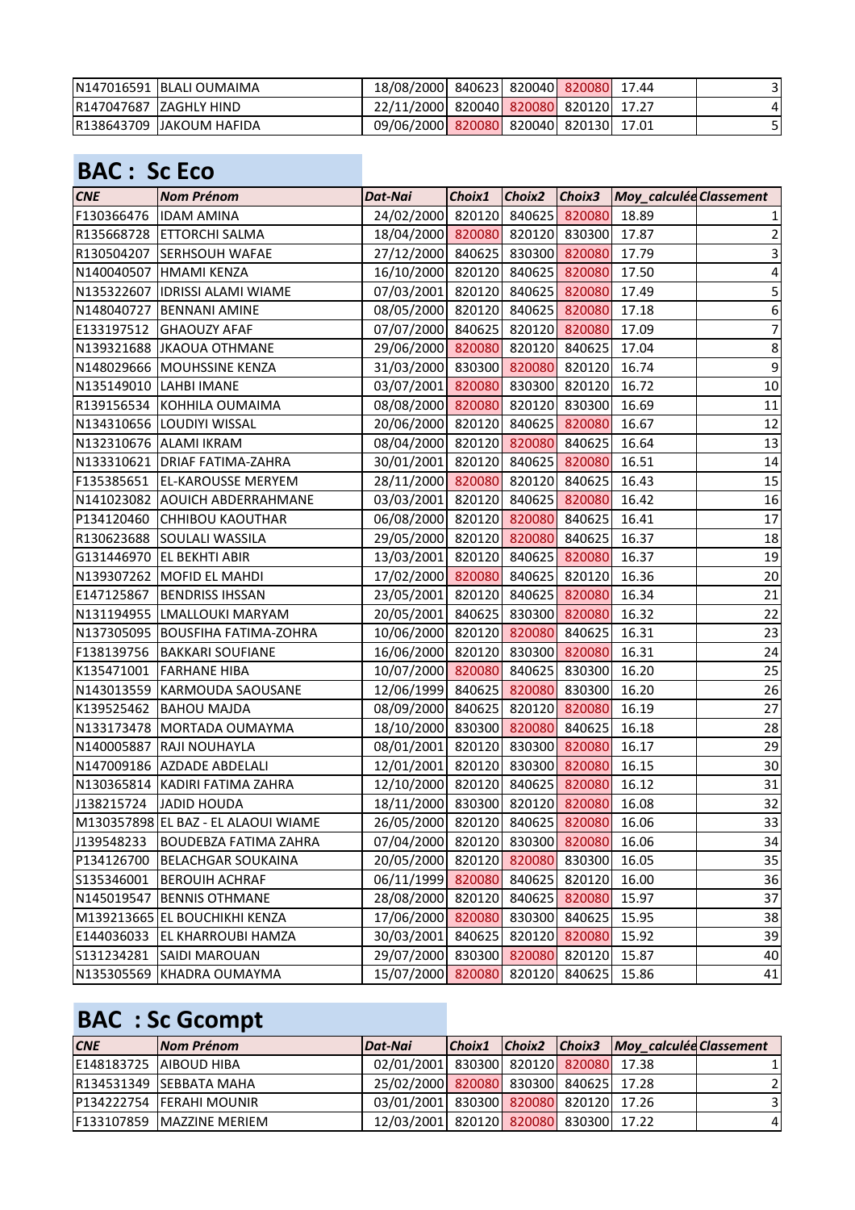| | | | | | | | |
|---|---|---|---|---|---|---|---|
| N147016591 | BLALI OUMAIMA | 18/08/2000 | 840623 | 820040 | 820080 | 17.44 | 3 |
| R147047687 | ZAGHLY HIND | 22/11/2000 | 820040 | 820080 | 820120 | 17.27 | 4 |
| R138643709 | JAKOUM HAFIDA | 09/06/2000 | 820080 | 820040 | 820130 | 17.01 | 5 |

## BAC : Sc Eco

| CNE | Nom Prénom | Dat-Nai | Choix1 | Choix2 | Choix3 | Moy_calculée | Classement |
|---|---|---|---|---|---|---|---|
| F130366476 | IDAM AMINA | 24/02/2000 | 820120 | 840625 | 820080 | 18.89 | 1 |
| R135668728 | ETTORCHI SALMA | 18/04/2000 | 820080 | 820120 | 830300 | 17.87 | 2 |
| R130504207 | SERHSOUH WAFAE | 27/12/2000 | 840625 | 830300 | 820080 | 17.79 | 3 |
| N140040507 | HMAMI KENZA | 16/10/2000 | 820120 | 840625 | 820080 | 17.50 | 4 |
| N135322607 | IDRISSI ALAMI WIAME | 07/03/2001 | 820120 | 840625 | 820080 | 17.49 | 5 |
| N148040727 | BENNANI AMINE | 08/05/2000 | 820120 | 840625 | 820080 | 17.18 | 6 |
| E133197512 | GHAOUZY AFAF | 07/07/2000 | 840625 | 820120 | 820080 | 17.09 | 7 |
| N139321688 | JKAOUA OTHMANE | 29/06/2000 | 820080 | 820120 | 840625 | 17.04 | 8 |
| N148029666 | MOUHSSINE KENZA | 31/03/2000 | 830300 | 820080 | 820120 | 16.74 | 9 |
| N135149010 | LAHBI IMANE | 03/07/2001 | 820080 | 830300 | 820120 | 16.72 | 10 |
| R139156534 | KOHHILA OUMAIMA | 08/08/2000 | 820080 | 820120 | 830300 | 16.69 | 11 |
| N134310656 | LOUDIYI WISSAL | 20/06/2000 | 820120 | 840625 | 820080 | 16.67 | 12 |
| N132310676 | ALAMI IKRAM | 08/04/2000 | 820120 | 820080 | 840625 | 16.64 | 13 |
| N133310621 | DRIAF FATIMA-ZAHRA | 30/01/2001 | 820120 | 840625 | 820080 | 16.51 | 14 |
| F135385651 | EL-KAROUSSE MERYEM | 28/11/2000 | 820080 | 820120 | 840625 | 16.43 | 15 |
| N141023082 | AOUICH ABDERRAHMANE | 03/03/2001 | 820120 | 840625 | 820080 | 16.42 | 16 |
| P134120460 | CHHIBOU KAOUTHAR | 06/08/2000 | 820120 | 820080 | 840625 | 16.41 | 17 |
| R130623688 | SOULALI WASSILA | 29/05/2000 | 820120 | 820080 | 840625 | 16.37 | 18 |
| G131446970 | EL BEKHTI ABIR | 13/03/2001 | 820120 | 840625 | 820080 | 16.37 | 19 |
| N139307262 | MOFID EL MAHDI | 17/02/2000 | 820080 | 840625 | 820120 | 16.36 | 20 |
| E147125867 | BENDRISS IHSSAN | 23/05/2001 | 820120 | 840625 | 820080 | 16.34 | 21 |
| N131194955 | LMALLOUKI MARYAM | 20/05/2001 | 840625 | 830300 | 820080 | 16.32 | 22 |
| N137305095 | BOUSFIHA FATIMA-ZOHRA | 10/06/2000 | 820120 | 820080 | 840625 | 16.31 | 23 |
| F138139756 | BAKKARI SOUFIANE | 16/06/2000 | 820120 | 830300 | 820080 | 16.31 | 24 |
| K135471001 | FARHANE HIBA | 10/07/2000 | 820080 | 840625 | 830300 | 16.20 | 25 |
| N143013559 | KARMOUDA SAOUSANE | 12/06/1999 | 840625 | 820080 | 830300 | 16.20 | 26 |
| K139525462 | BAHOU MAJDA | 08/09/2000 | 840625 | 820120 | 820080 | 16.19 | 27 |
| N133173478 | MORTADA OUMAYMA | 18/10/2000 | 830300 | 820080 | 840625 | 16.18 | 28 |
| N140005887 | RAJI NOUHAYLA | 08/01/2001 | 820120 | 830300 | 820080 | 16.17 | 29 |
| N147009186 | AZDADE ABDELALI | 12/01/2001 | 820120 | 830300 | 820080 | 16.15 | 30 |
| N130365814 | KADIRI FATIMA ZAHRA | 12/10/2000 | 820120 | 840625 | 820080 | 16.12 | 31 |
| J138215724 | JADID HOUDA | 18/11/2000 | 830300 | 820120 | 820080 | 16.08 | 32 |
| M130357898 | EL BAZ - EL ALAOUI WIAME | 26/05/2000 | 820120 | 840625 | 820080 | 16.06 | 33 |
| J139548233 | BOUDEBZA FATIMA ZAHRA | 07/04/2000 | 820120 | 830300 | 820080 | 16.06 | 34 |
| P134126700 | BELACHGAR SOUKAINA | 20/05/2000 | 820120 | 820080 | 830300 | 16.05 | 35 |
| S135346001 | BEROUIH ACHRAF | 06/11/1999 | 820080 | 840625 | 820120 | 16.00 | 36 |
| N145019547 | BENNIS OTHMANE | 28/08/2000 | 820120 | 840625 | 820080 | 15.97 | 37 |
| M139213665 | EL BOUCHIKHI KENZA | 17/06/2000 | 820080 | 830300 | 840625 | 15.95 | 38 |
| E144036033 | EL KHARROUBI HAMZA | 30/03/2001 | 840625 | 820120 | 820080 | 15.92 | 39 |
| S131234281 | SAIDI MAROUAN | 29/07/2000 | 830300 | 820080 | 820120 | 15.87 | 40 |
| N135305569 | KHADRA OUMAYMA | 15/07/2000 | 820080 | 820120 | 840625 | 15.86 | 41 |

## BAC : Sc Gcompt

| CNE | Nom Prénom | Dat-Nai | Choix1 | Choix2 | Choix3 | Moy_calculée | Classement |
|---|---|---|---|---|---|---|---|
| E148183725 | AIBOUD HIBA | 02/01/2001 | 830300 | 820120 | 820080 | 17.38 | 1 |
| R134531349 | SEBBATA MAHA | 25/02/2000 | 820080 | 830300 | 840625 | 17.28 | 2 |
| P134222754 | FERAHI MOUNIR | 03/01/2001 | 830300 | 820080 | 820120 | 17.26 | 3 |
| F133107859 | MAZZINE MERIEM | 12/03/2001 | 820120 | 820080 | 830300 | 17.22 | 4 |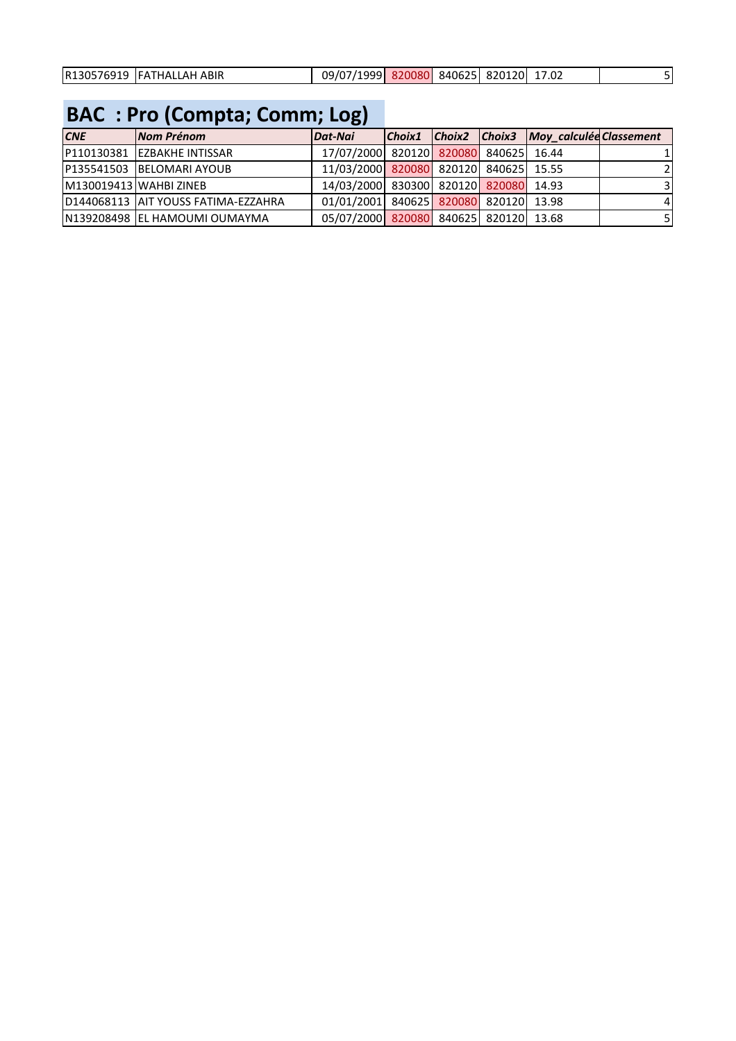| | | | | | | | |
|---|---|---|---|---|---|---|---|
| R130576919 | FATHALLAH ABIR | 09/07/1999 | 820080 | 840625 | 820120 | 17.02 | 5 |

## BAC : Pro (Compta; Comm; Log)

| *CNE* | *Nom Prénom* | *Dat-Nai* | *Choix1* | *Choix2* | *Choix3* | *Moy_calculée* | *Classement* |
|---|---|---|---|---|---|---|---|
| P110130381 | EZBAKHE INTISSAR | 17/07/2000 | 820120 | 820080 | 840625 | 16.44 | 1 |
| P135541503 | BELOMARI AYOUB | 11/03/2000 | 820080 | 820120 | 840625 | 15.55 | 2 |
| M130019413 | WAHBI ZINEB | 14/03/2000 | 830300 | 820120 | 820080 | 14.93 | 3 |
| D144068113 | AIT YOUSS FATIMA-EZZAHRA | 01/01/2001 | 840625 | 820080 | 820120 | 13.98 | 4 |
| N139208498 | EL HAMOUMI OUMAYMA | 05/07/2000 | 820080 | 840625 | 820120 | 13.68 | 5 |